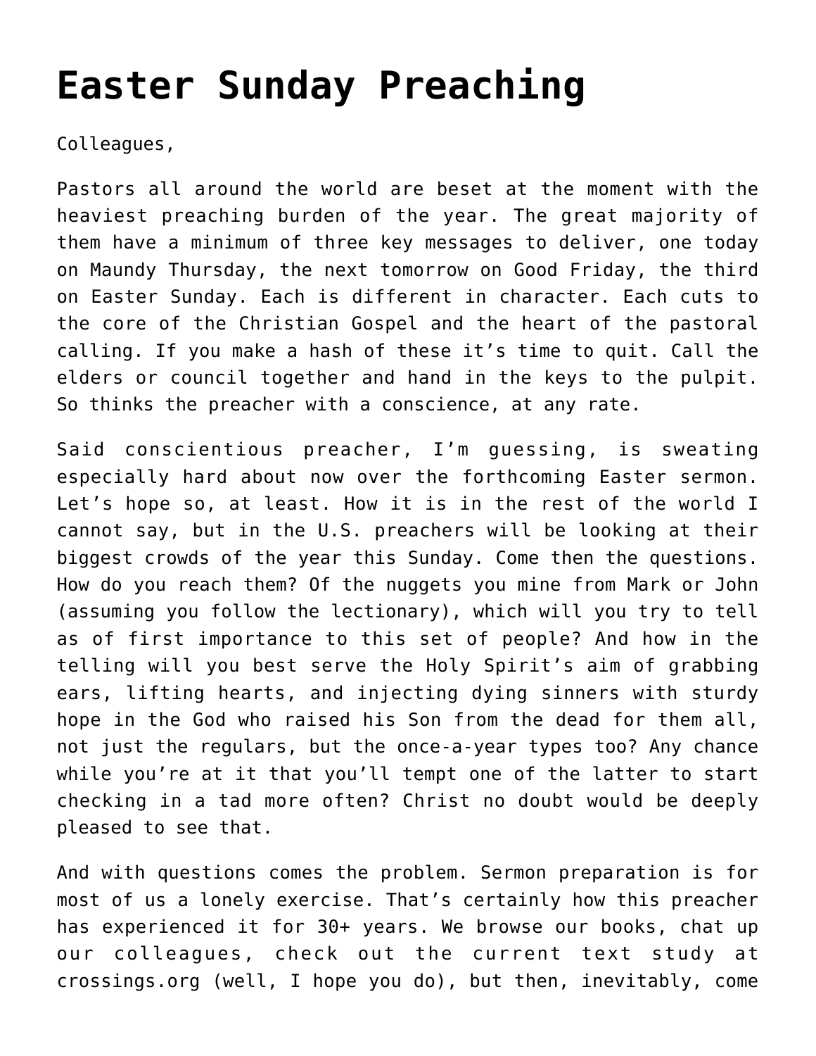# Easter Sunday Preaching

Colleagues,

Pastors all around the world are beset at the moment with the heaviest preaching burden of the year. The great majority of them have a minimum of three key messages to deliver, one today on Maundy Thursday, the next tomorrow on Good Friday, the third on Easter Sunday. Each is different in character. Each cuts to the core of the Christian Gospel and the heart of the pastoral calling. If you make a hash of these it's time to quit. Call the elders or council together and hand in the keys to the pulpit. So thinks the preacher with a conscience, at any rate.

Said conscientious preacher, I'm guessing, is sweating especially hard about now over the forthcoming Easter sermon. Let's hope so, at least. How it is in the rest of the world I cannot say, but in the U.S. preachers will be looking at their biggest crowds of the year this Sunday. Come then the questions. How do you reach them? Of the nuggets you mine from Mark or John (assuming you follow the lectionary), which will you try to tell as of first importance to this set of people? And how in the telling will you best serve the Holy Spirit's aim of grabbing ears, lifting hearts, and injecting dying sinners with sturdy hope in the God who raised his Son from the dead for them all, not just the regulars, but the once-a-year types too? Any chance while you're at it that you'll tempt one of the latter to start checking in a tad more often? Christ no doubt would be deeply pleased to see that.

And with questions comes the problem. Sermon preparation is for most of us a lonely exercise. That's certainly how this preacher has experienced it for 30+ years. We browse our books, chat up our colleagues, check out the current text study at crossings.org (well, I hope you do), but then, inevitably, come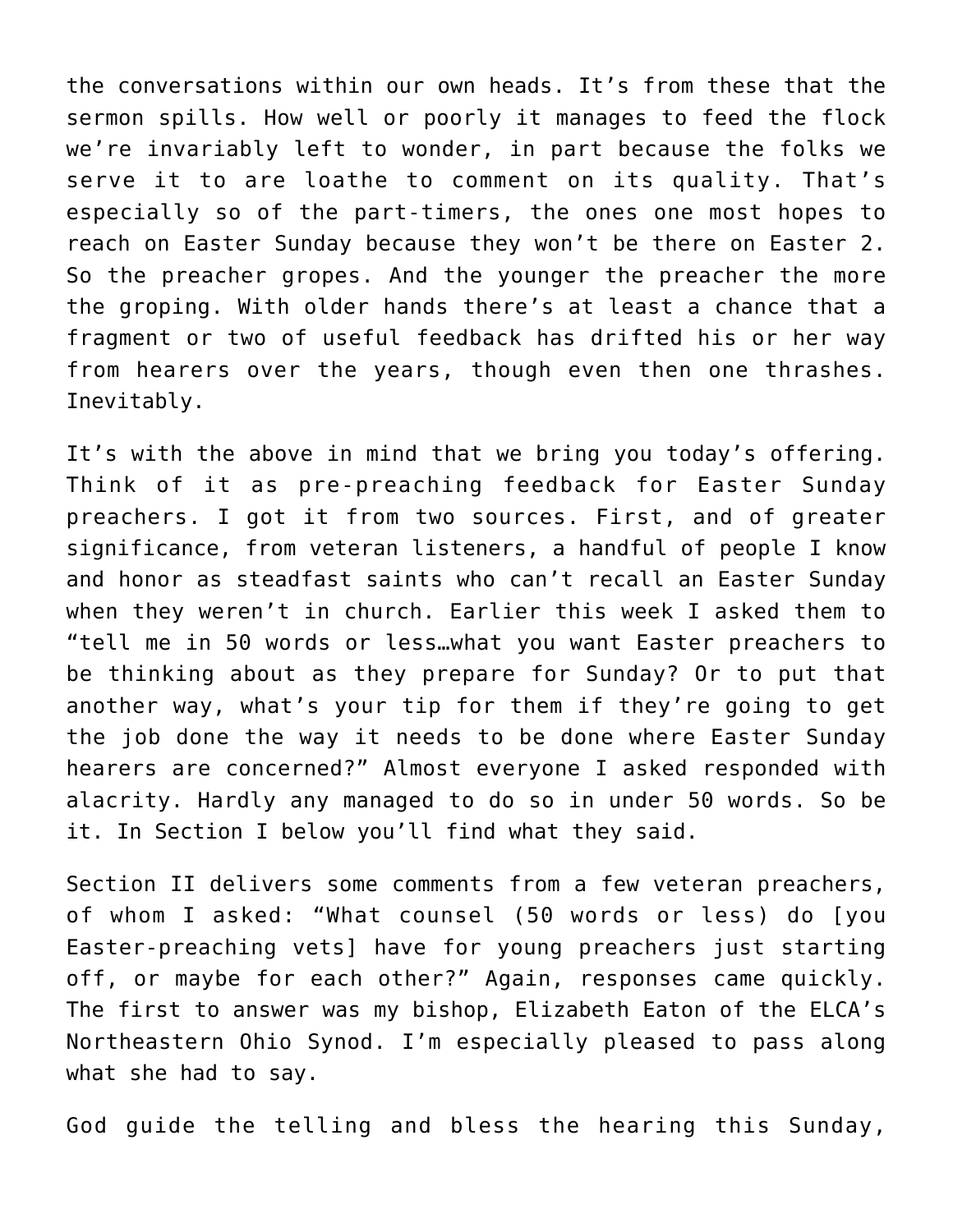the conversations within our own heads. It's from these that the sermon spills. How well or poorly it manages to feed the flock we're invariably left to wonder, in part because the folks we serve it to are loathe to comment on its quality. That's especially so of the part-timers, the ones one most hopes to reach on Easter Sunday because they won't be there on Easter 2. So the preacher gropes. And the younger the preacher the more the groping. With older hands there's at least a chance that a fragment or two of useful feedback has drifted his or her way from hearers over the years, though even then one thrashes. Inevitably.

It's with the above in mind that we bring you today's offering. Think of it as pre-preaching feedback for Easter Sunday preachers. I got it from two sources. First, and of greater significance, from veteran listeners, a handful of people I know and honor as steadfast saints who can't recall an Easter Sunday when they weren't in church. Earlier this week I asked them to "tell me in 50 words or less…what you want Easter preachers to be thinking about as they prepare for Sunday? Or to put that another way, what's your tip for them if they're going to get the job done the way it needs to be done where Easter Sunday hearers are concerned?" Almost everyone I asked responded with alacrity. Hardly any managed to do so in under 50 words. So be it. In Section I below you'll find what they said.

Section II delivers some comments from a few veteran preachers, of whom I asked: "What counsel (50 words or less) do [you Easter-preaching vets] have for young preachers just starting off, or maybe for each other?" Again, responses came quickly. The first to answer was my bishop, Elizabeth Eaton of the ELCA's Northeastern Ohio Synod. I'm especially pleased to pass along what she had to say.

God guide the telling and bless the hearing this Sunday,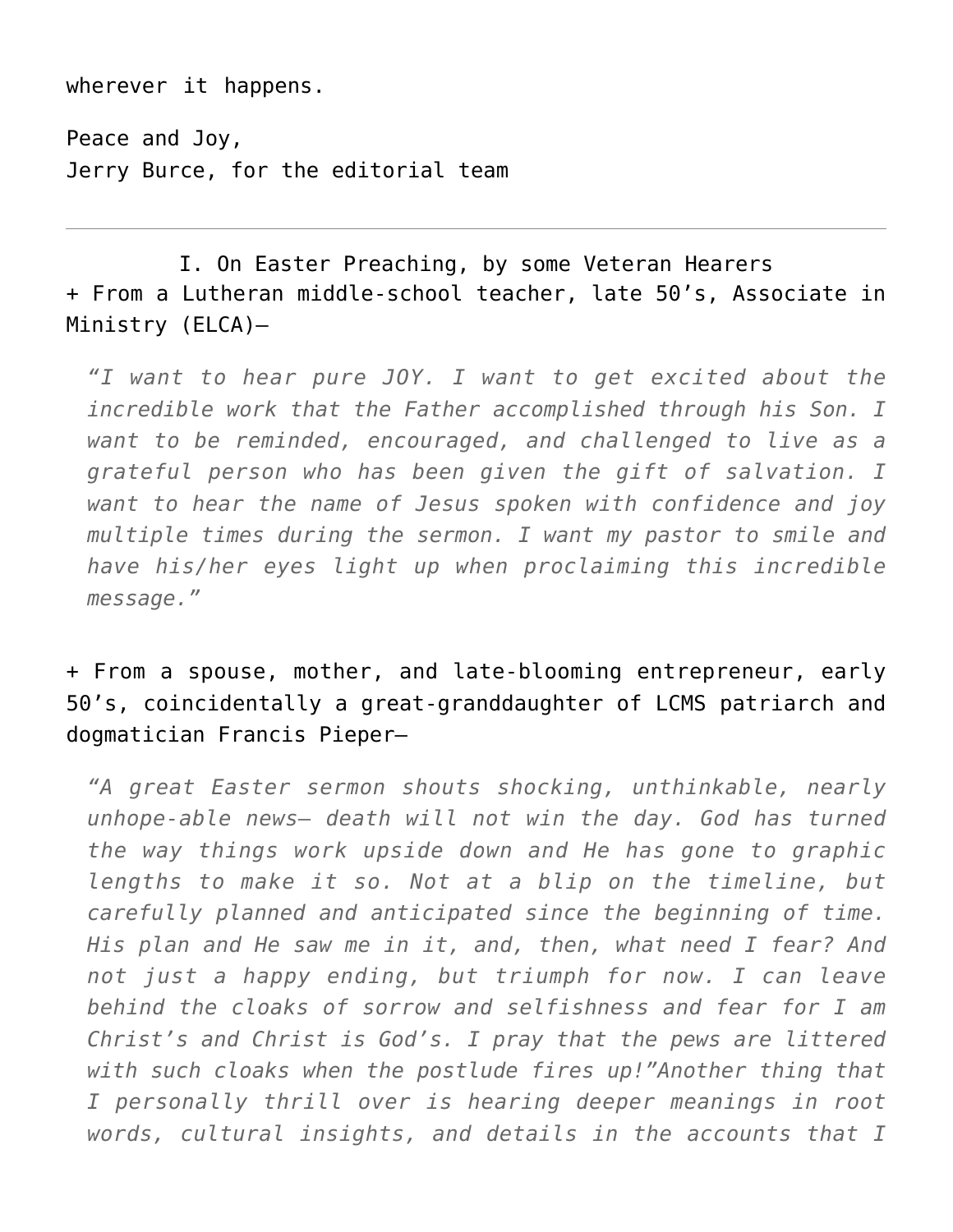wherever it happens.

Peace and Joy,
Jerry Burce, for the editorial team

---

## I. On Easter Preaching, by some Veteran Hearers

+ From a Lutheran middle-school teacher, late 50's, Associate in Ministry (ELCA)—

> *"I want to hear pure JOY. I want to get excited about the incredible work that the Father accomplished through his Son. I want to be reminded, encouraged, and challenged to live as a grateful person who has been given the gift of salvation. I want to hear the name of Jesus spoken with confidence and joy multiple times during the sermon. I want my pastor to smile and have his/her eyes light up when proclaiming this incredible message."*

+ From a spouse, mother, and late-blooming entrepreneur, early 50's, coincidentally a great-granddaughter of LCMS patriarch and dogmatician Francis Pieper—

> *"A great Easter sermon shouts shocking, unthinkable, nearly unhope-able news— death will not win the day. God has turned the way things work upside down and He has gone to graphic lengths to make it so. Not at a blip on the timeline, but carefully planned and anticipated since the beginning of time. His plan and He saw me in it, and, then, what need I fear? And not just a happy ending, but triumph for now. I can leave behind the cloaks of sorrow and selfishness and fear for I am Christ's and Christ is God's. I pray that the pews are littered with such cloaks when the postlude fires up!"Another thing that I personally thrill over is hearing deeper meanings in root words, cultural insights, and details in the accounts that I*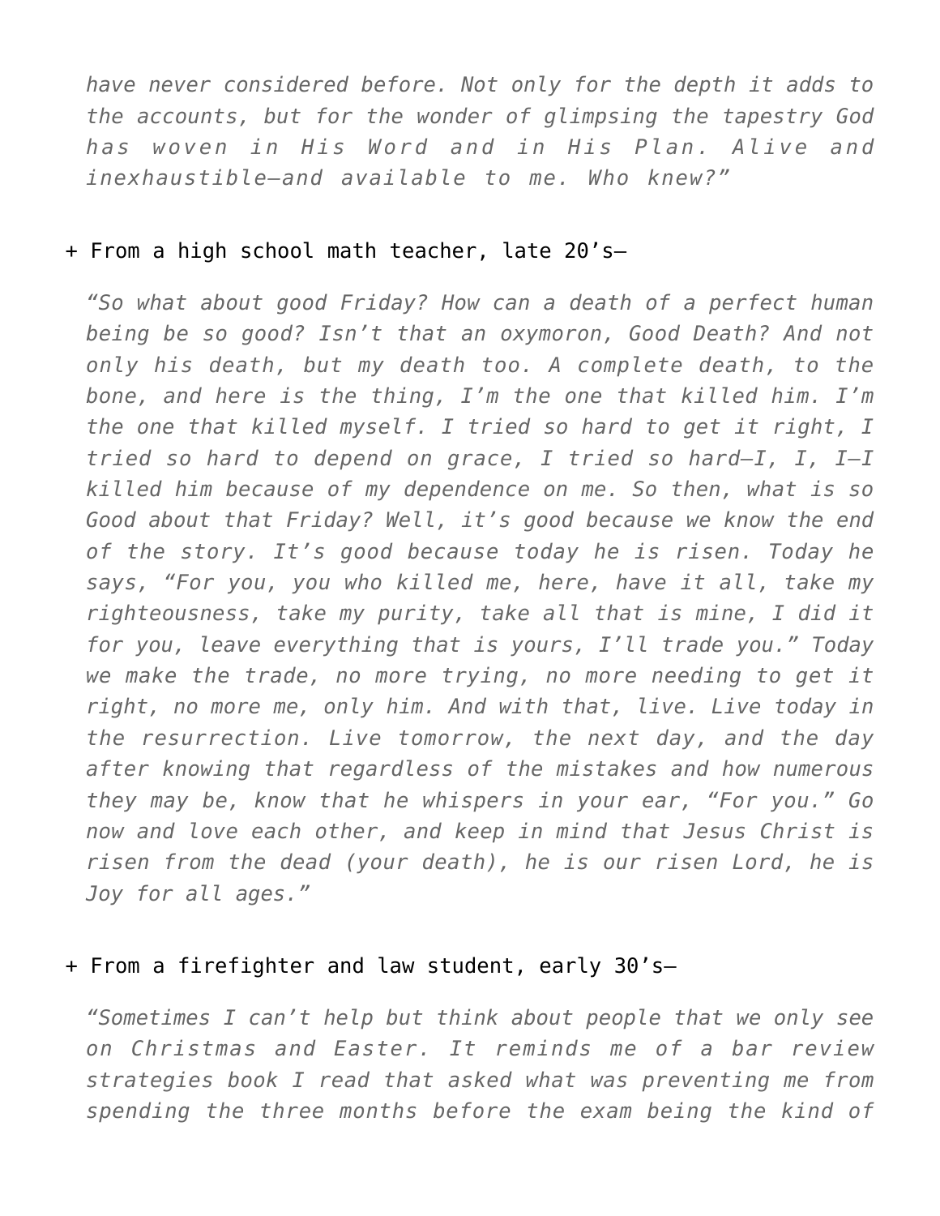*have never considered before. Not only for the depth it adds to the accounts, but for the wonder of glimpsing the tapestry God has woven in His Word and in His Plan. Alive and inexhaustible—and available to me. Who knew?"*

+ From a high school math teacher, late 20's—

*"So what about good Friday? How can a death of a perfect human being be so good? Isn't that an oxymoron, Good Death? And not only his death, but my death too. A complete death, to the bone, and here is the thing, I'm the one that killed him. I'm the one that killed myself. I tried so hard to get it right, I tried so hard to depend on grace, I tried so hard—I, I, I—I killed him because of my dependence on me. So then, what is so Good about that Friday? Well, it's good because we know the end of the story. It's good because today he is risen. Today he says, "For you, you who killed me, here, have it all, take my righteousness, take my purity, take all that is mine, I did it for you, leave everything that is yours, I'll trade you." Today we make the trade, no more trying, no more needing to get it right, no more me, only him. And with that, live. Live today in the resurrection. Live tomorrow, the next day, and the day after knowing that regardless of the mistakes and how numerous they may be, know that he whispers in your ear, "For you." Go now and love each other, and keep in mind that Jesus Christ is risen from the dead (your death), he is our risen Lord, he is Joy for all ages."*

+ From a firefighter and law student, early 30's—

*"Sometimes I can't help but think about people that we only see on Christmas and Easter. It reminds me of a bar review strategies book I read that asked what was preventing me from spending the three months before the exam being the kind of*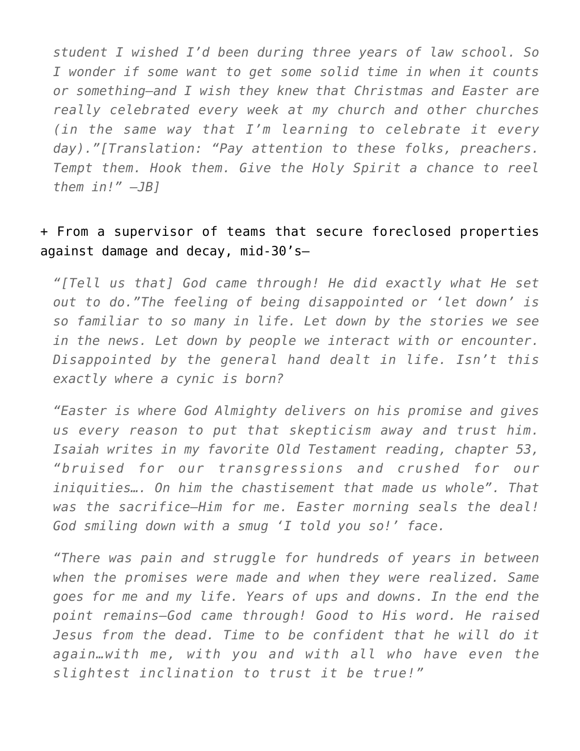*student I wished I'd been during three years of law school. So I wonder if some want to get some solid time in when it counts or something—and I wish they knew that Christmas and Easter are really celebrated every week at my church and other churches (in the same way that I'm learning to celebrate it every day)."[Translation: "Pay attention to these folks, preachers. Tempt them. Hook them. Give the Holy Spirit a chance to reel them in!" —JB]*

+ From a supervisor of teams that secure foreclosed properties against damage and decay, mid-30's—

> *"[Tell us that] God came through! He did exactly what He set out to do."The feeling of being disappointed or 'let down' is so familiar to so many in life. Let down by the stories we see in the news. Let down by people we interact with or encounter. Disappointed by the general hand dealt in life. Isn't this exactly where a cynic is born?*
>
> *"Easter is where God Almighty delivers on his promise and gives us every reason to put that skepticism away and trust him. Isaiah writes in my favorite Old Testament reading, chapter 53, "bruised for our transgressions and crushed for our iniquities…. On him the chastisement that made us whole". That was the sacrifice—Him for me. Easter morning seals the deal! God smiling down with a smug 'I told you so!' face.*
>
> *"There was pain and struggle for hundreds of years in between when the promises were made and when they were realized. Same goes for me and my life. Years of ups and downs. In the end the point remains—God came through! Good to His word. He raised Jesus from the dead. Time to be confident that he will do it again…with me, with you and with all who have even the slightest inclination to trust it be true!"*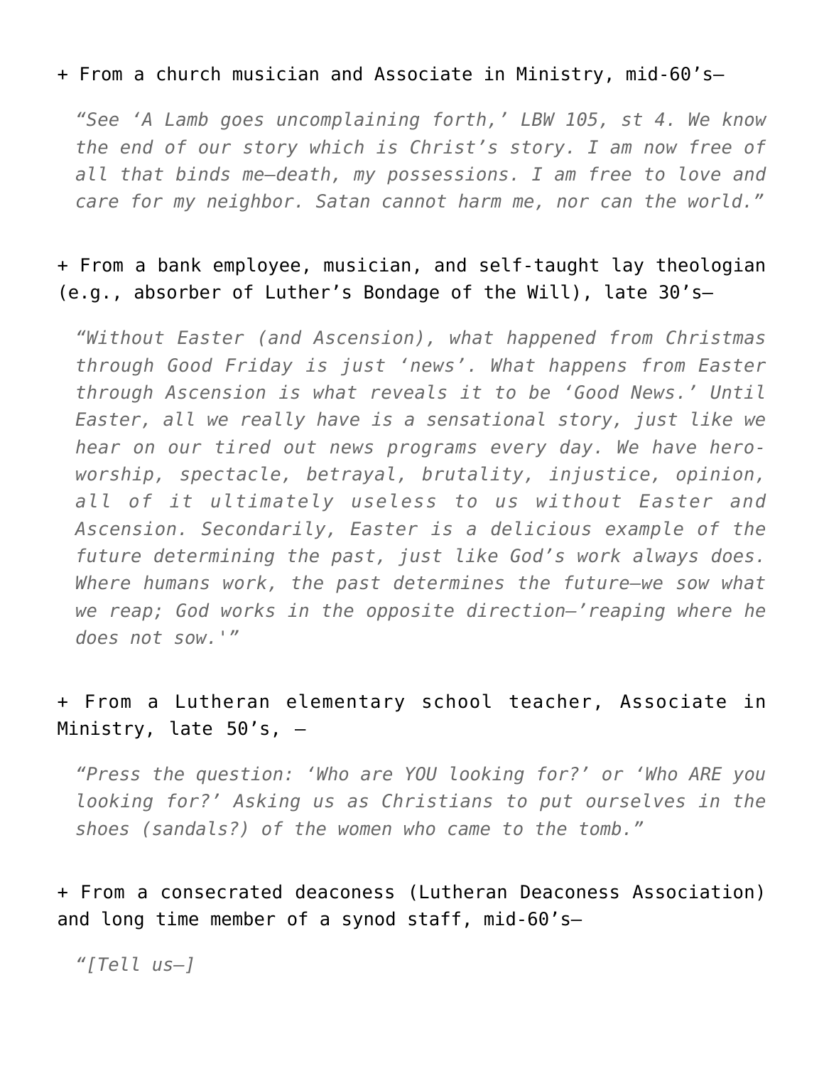+ From a church musician and Associate in Ministry, mid-60's—

> *"See 'A Lamb goes uncomplaining forth,' LBW 105, st 4. We know the end of our story which is Christ's story. I am now free of all that binds me—death, my possessions. I am free to love and care for my neighbor. Satan cannot harm me, nor can the world."*

+ From a bank employee, musician, and self-taught lay theologian (e.g., absorber of Luther's Bondage of the Will), late 30's—

> *"Without Easter (and Ascension), what happened from Christmas through Good Friday is just 'news'. What happens from Easter through Ascension is what reveals it to be 'Good News.' Until Easter, all we really have is a sensational story, just like we hear on our tired out news programs every day. We have hero-worship, spectacle, betrayal, brutality, injustice, opinion, all of it ultimately useless to us without Easter and Ascension. Secondarily, Easter is a delicious example of the future determining the past, just like God's work always does. Where humans work, the past determines the future—we sow what we reap; God works in the opposite direction—'reaping where he does not sow.'"*

+ From a Lutheran elementary school teacher, Associate in Ministry, late 50's, –

> *"Press the question: 'Who are YOU looking for?' or 'Who ARE you looking for?' Asking us as Christians to put ourselves in the shoes (sandals?) of the women who came to the tomb."*

+ From a consecrated deaconess (Lutheran Deaconess Association) and long time member of a synod staff, mid-60's—

> *"[Tell us—]*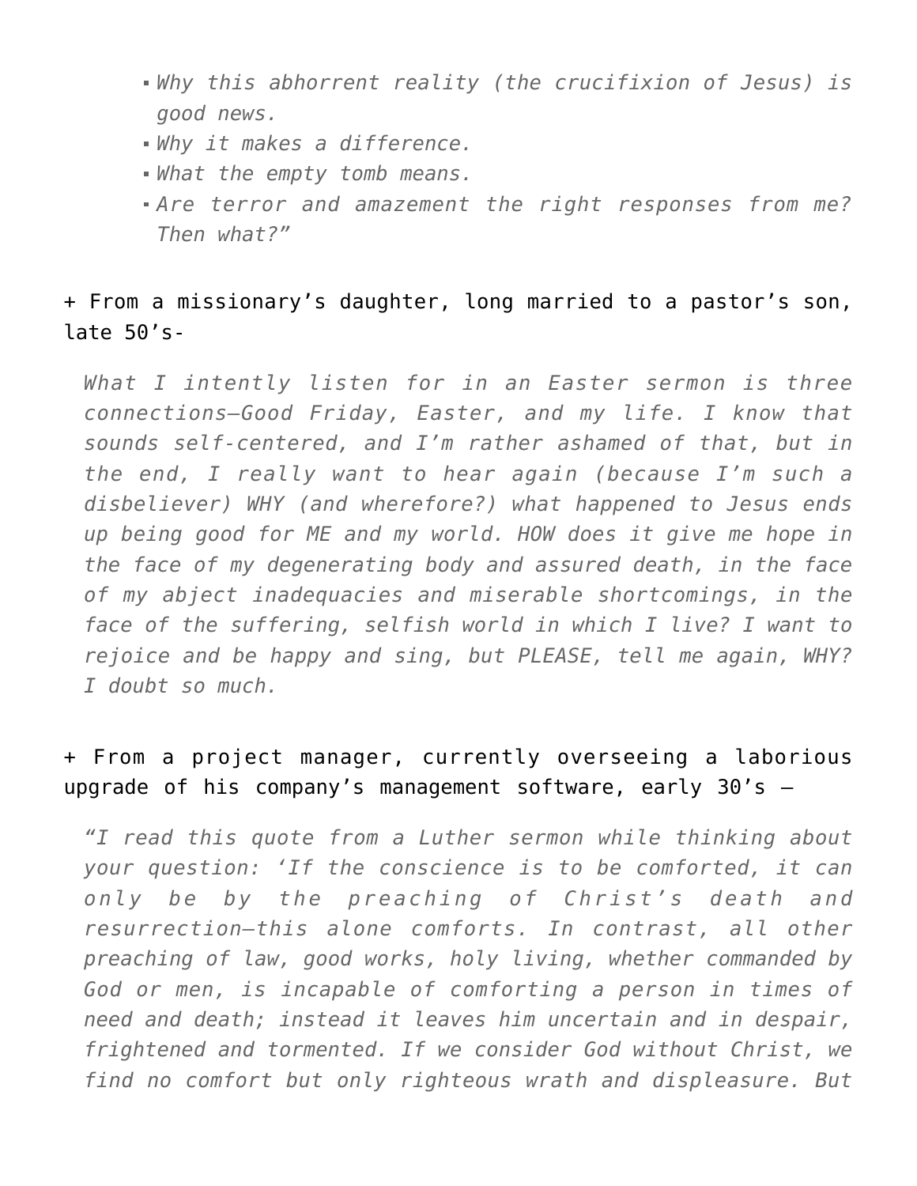- *Why this abhorrent reality (the crucifixion of Jesus) is good news.*
- *Why it makes a difference.*
- *What the empty tomb means.*
- *Are terror and amazement the right responses from me? Then what?"*

+ From a missionary's daughter, long married to a pastor's son, late 50's-

> *What I intently listen for in an Easter sermon is three connections—Good Friday, Easter, and my life. I know that sounds self-centered, and I'm rather ashamed of that, but in the end, I really want to hear again (because I'm such a disbeliever) WHY (and wherefore?) what happened to Jesus ends up being good for ME and my world. HOW does it give me hope in the face of my degenerating body and assured death, in the face of my abject inadequacies and miserable shortcomings, in the face of the suffering, selfish world in which I live? I want to rejoice and be happy and sing, but PLEASE, tell me again, WHY? I doubt so much.*

+ From a project manager, currently overseeing a laborious upgrade of his company's management software, early 30's –

> *"I read this quote from a Luther sermon while thinking about your question: 'If the conscience is to be comforted, it can only be by the preaching of Christ's death and resurrection—this alone comforts. In contrast, all other preaching of law, good works, holy living, whether commanded by God or men, is incapable of comforting a person in times of need and death; instead it leaves him uncertain and in despair, frightened and tormented. If we consider God without Christ, we find no comfort but only righteous wrath and displeasure. But*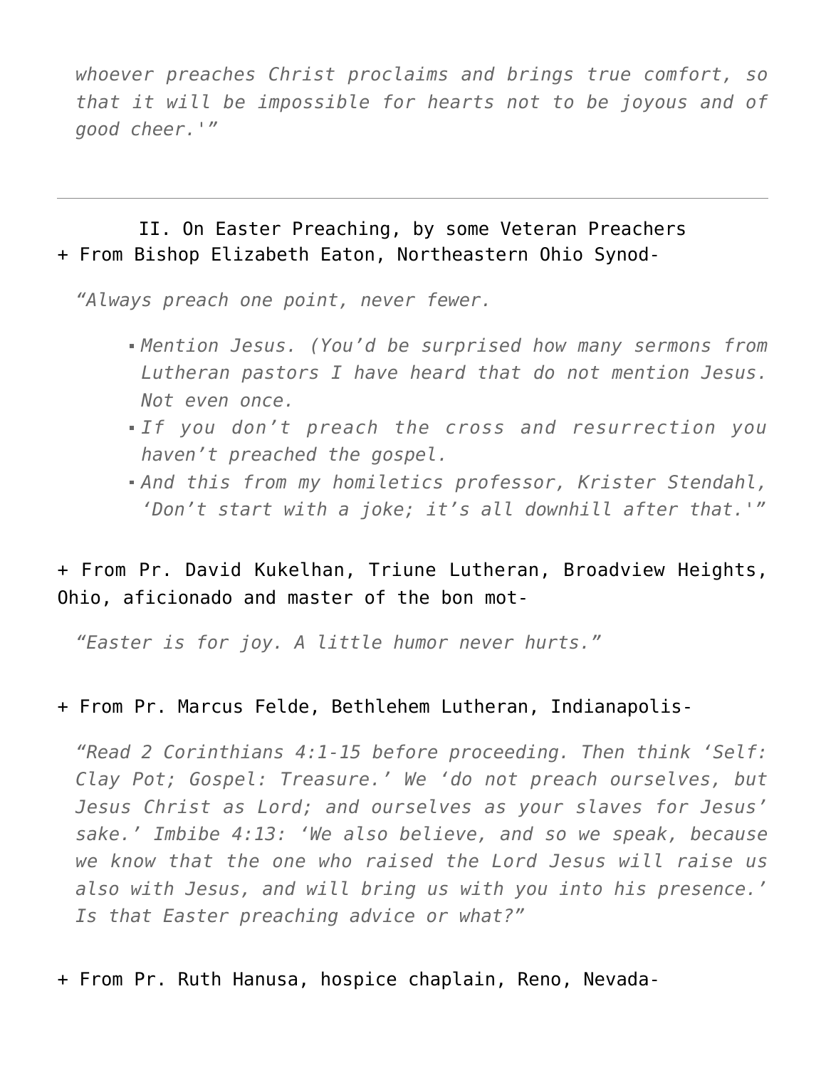*whoever preaches Christ proclaims and brings true comfort, so that it will be impossible for hearts not to be joyous and of good cheer.'"*

---

## II. On Easter Preaching, by some Veteran Preachers

+ From Bishop Elizabeth Eaton, Northeastern Ohio Synod-

> *"Always preach one point, never fewer.*
>
> - *Mention Jesus. (You'd be surprised how many sermons from Lutheran pastors I have heard that do not mention Jesus. Not even once.*
> - *If you don't preach the cross and resurrection you haven't preached the gospel.*
> - *And this from my homiletics professor, Krister Stendahl, 'Don't start with a joke; it's all downhill after that.'"*

+ From Pr. David Kukelhan, Triune Lutheran, Broadview Heights, Ohio, aficionado and master of the bon mot-

> *"Easter is for joy. A little humor never hurts."*

+ From Pr. Marcus Felde, Bethlehem Lutheran, Indianapolis-

> *"Read 2 Corinthians 4:1-15 before proceeding. Then think 'Self: Clay Pot; Gospel: Treasure.' We 'do not preach ourselves, but Jesus Christ as Lord; and ourselves as your slaves for Jesus' sake.' Imbibe 4:13: 'We also believe, and so we speak, because we know that the one who raised the Lord Jesus will raise us also with Jesus, and will bring us with you into his presence.' Is that Easter preaching advice or what?"*

+ From Pr. Ruth Hanusa, hospice chaplain, Reno, Nevada-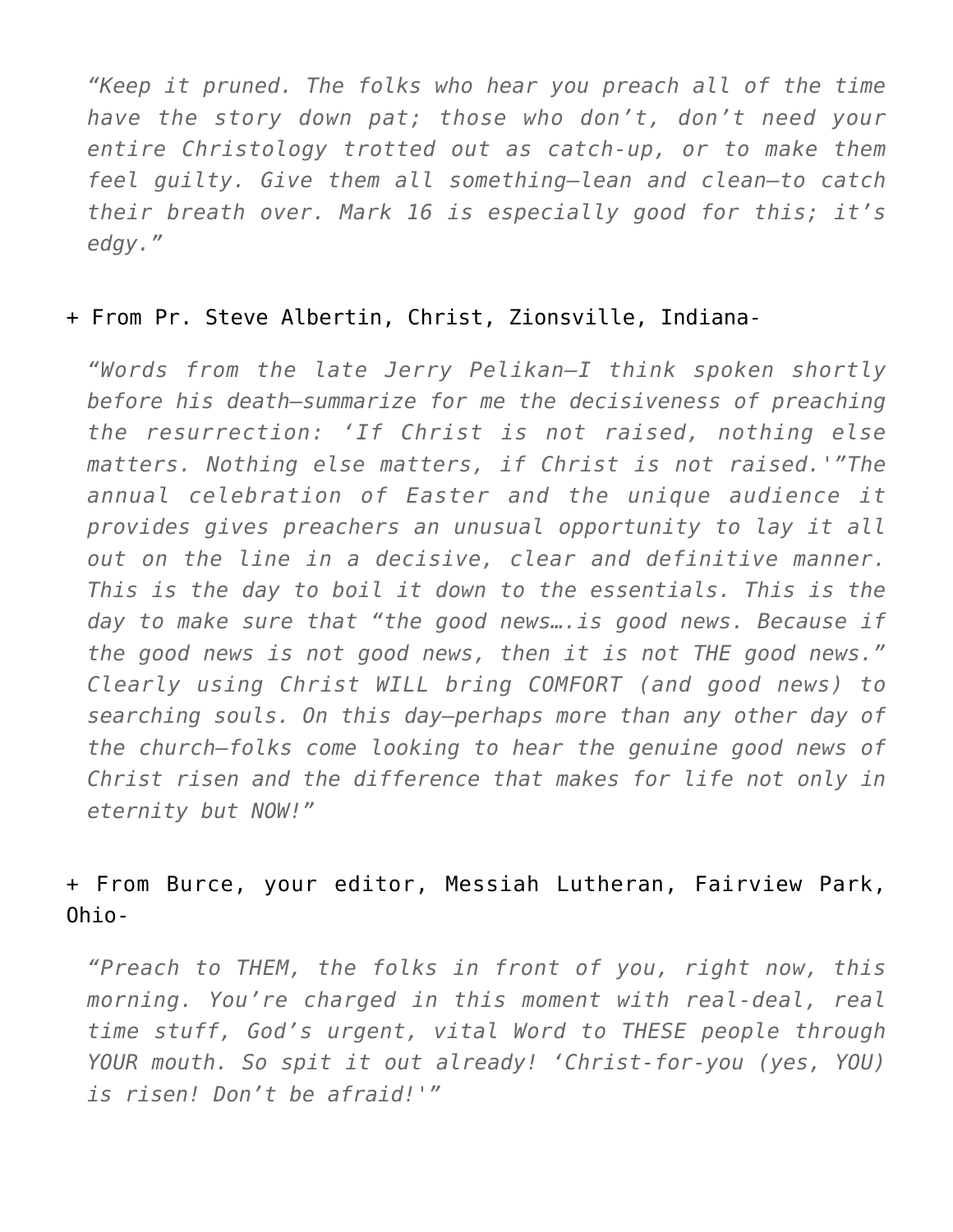*"Keep it pruned. The folks who hear you preach all of the time have the story down pat; those who don't, don't need your entire Christology trotted out as catch-up, or to make them feel guilty. Give them all something—lean and clean—to catch their breath over. Mark 16 is especially good for this; it's edgy."*

+ From Pr. Steve Albertin, Christ, Zionsville, Indiana-

*"Words from the late Jerry Pelikan—I think spoken shortly before his death—summarize for me the decisiveness of preaching the resurrection: 'If Christ is not raised, nothing else matters. Nothing else matters, if Christ is not raised.'"The annual celebration of Easter and the unique audience it provides gives preachers an unusual opportunity to lay it all out on the line in a decisive, clear and definitive manner. This is the day to boil it down to the essentials. This is the day to make sure that "the good news….is good news. Because if the good news is not good news, then it is not THE good news." Clearly using Christ WILL bring COMFORT (and good news) to searching souls. On this day—perhaps more than any other day of the church—folks come looking to hear the genuine good news of Christ risen and the difference that makes for life not only in eternity but NOW!"*

+ From Burce, your editor, Messiah Lutheran, Fairview Park, Ohio-

*"Preach to THEM, the folks in front of you, right now, this morning. You're charged in this moment with real-deal, real time stuff, God's urgent, vital Word to THESE people through YOUR mouth. So spit it out already! 'Christ-for-you (yes, YOU) is risen! Don't be afraid!'"*